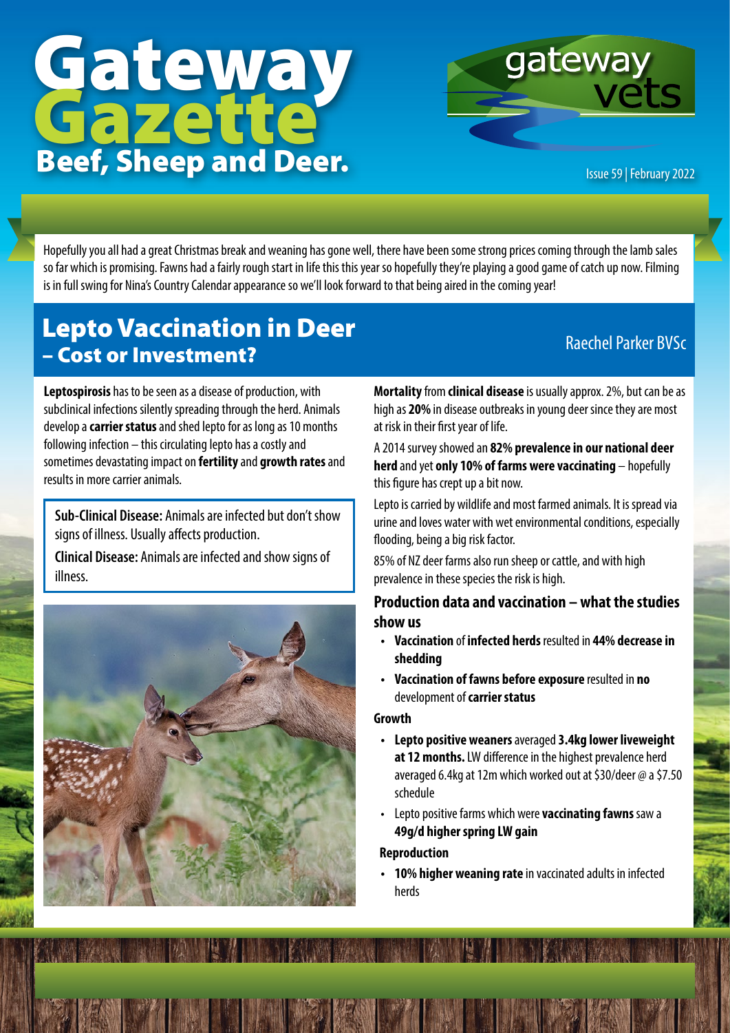# Gateway Gazette

## Beef, Sheep and Deer.

gateway vets

Issue 59 | February 2022

Hopefully you all had a great Christmas break and weaning has gone well, there have been some strong prices coming through the lamb sales so far which is promising. Fawns had a fairly rough start in life this this year so hopefully they're playing a good game of catch up now. Filming is in full swing for Nina's Country Calendar appearance so we'll look forward to that being aired in the coming year!

## Lepto Vaccination in Deer – Cost or Investment?

Raechel Parker BVSc

**Leptospirosis** has to be seen as a disease of production, with subclinical infections silently spreading through the herd. Animals develop a **carrier status** and shed lepto for as long as 10 months following infection – this circulating lepto has a costly and sometimes devastating impact on **fertility** and **growth rates** and results in more carrier animals.

**Sub-Clinical Disease:** Animals are infected but don't show signs of illness. Usually affects production.

**Clinical Disease:** Animals are infected and show signs of illness.

**Mortality** from **clinical disease** is usually approx. 2%, but can be as high as **20%** in disease outbreaks in young deer since they are most at risk in their first year of life.

A 2014 survey showed an **82% prevalence in our national deer herd** and yet **only 10% of farms were vaccinating** – hopefully this figure has crept up a bit now.

Lepto is carried by wildlife and most farmed animals. It is spread via urine and loves water with wet environmental conditions, especially flooding, being a big risk factor.

85% of NZ deer farms also run sheep or cattle, and with high prevalence in these species the risk is high.

### Production data and vaccination – what the studies show us

- **Vaccination** of **infected herds** resulted in **44% decrease in shedding**
- **Vaccination of fawns before exposure** resulted in **no** development of **carrier status**

**Growth**

- **Lepto positive weaners** averaged **3.4kg lower liveweight at 12 months.** LW difference in the highest prevalence herd averaged 6.4kg at 12m which worked out at $30/deer @ a $7.50 schedule
- Lepto positive farms which were **vaccinating fawns** saw a **49g/d higher spring LW gain**

**Reproduction**

- **10% higher weaning rate** in vaccinated adults in infected herds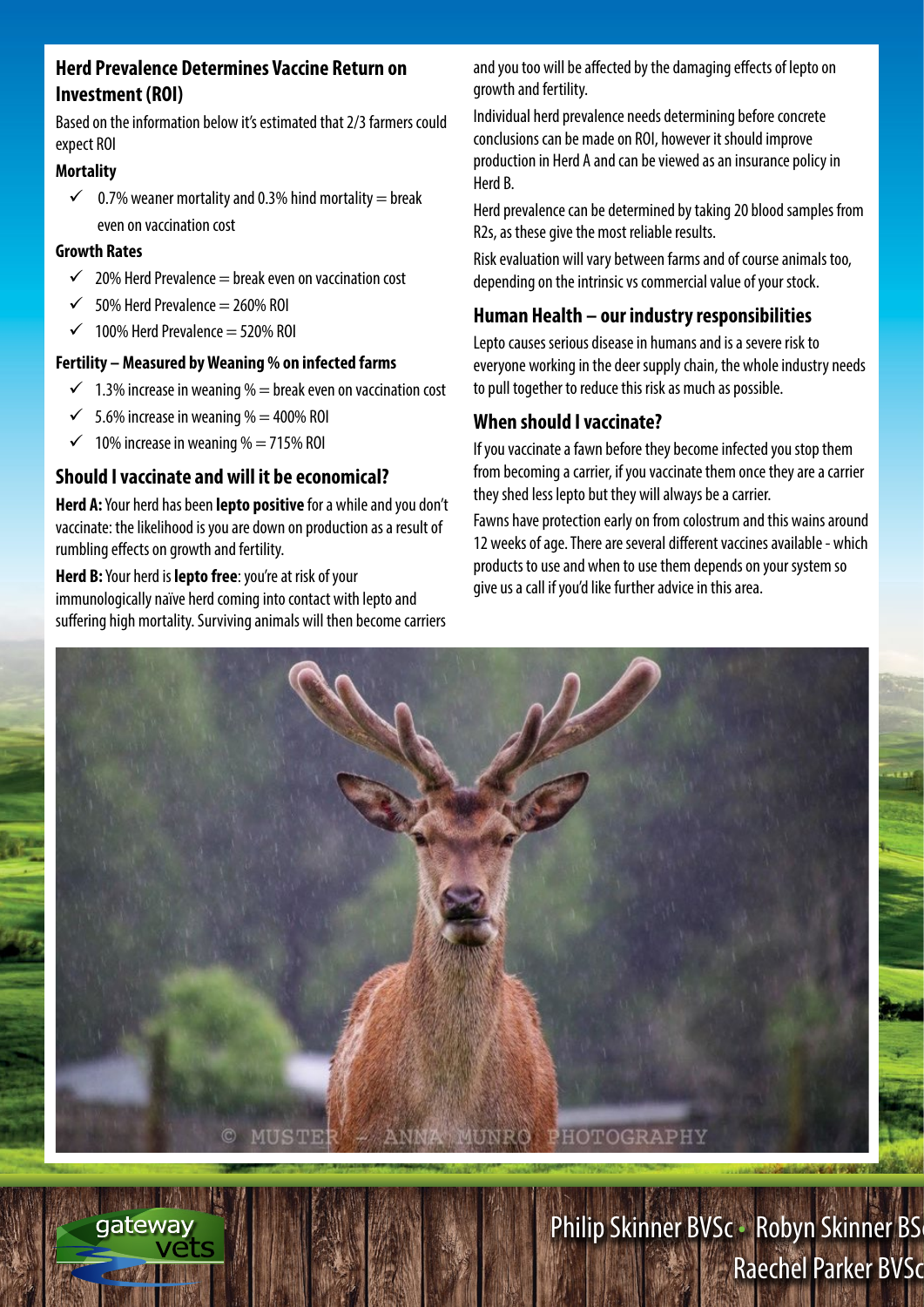## Herd Prevalence Determines Vaccine Return on Investment (ROI)

Based on the information below it's estimated that 2/3 farmers could expect ROI

### Mortality

- ✓ 0.7% weaner mortality and 0.3% hind mortality = break even on vaccination cost

### Growth Rates

- ✓ 20% Herd Prevalence = break even on vaccination cost
- ✓ 50% Herd Prevalence = 260% ROI
- ✓ 100% Herd Prevalence = 520% ROI

### Fertility – Measured by Weaning % on infected farms

- ✓ 1.3% increase in weaning % = break even on vaccination cost
- ✓ 5.6% increase in weaning % = 400% ROI
- ✓ 10% increase in weaning % = 715% ROI

## Should I vaccinate and will it be economical?

**Herd A:** Your herd has been **lepto positive** for a while and you don't vaccinate: the likelihood is you are down on production as a result of rumbling effects on growth and fertility.

**Herd B:** Your herd is **lepto free**: you're at risk of your immunologically naïve herd coming into contact with lepto and suffering high mortality. Surviving animals will then become carriers and you too will be affected by the damaging effects of lepto on growth and fertility.

Individual herd prevalence needs determining before concrete conclusions can be made on ROI, however it should improve production in Herd A and can be viewed as an insurance policy in Herd B.

Herd prevalence can be determined by taking 20 blood samples from R2s, as these give the most reliable results.

Risk evaluation will vary between farms and of course animals too, depending on the intrinsic vs commercial value of your stock.

## Human Health – our industry responsibilities

Lepto causes serious disease in humans and is a severe risk to everyone working in the deer supply chain, the whole industry needs to pull together to reduce this risk as much as possible.

## When should I vaccinate?

If you vaccinate a fawn before they become infected you stop them from becoming a carrier, if you vaccinate them once they are a carrier they shed less lepto but they will always be a carrier.

Fawns have protection early on from colostrum and this wains around 12 weeks of age. There are several different vaccines available - which products to use and when to use them depends on your system so give us a call if you'd like further advice in this area.

© MUSTER – ANNA MUNRO PHOTOGRAPHY

gateway vets

Philip Skinner BVSc • Robyn Skinner BSc
Raechel Parker BVSc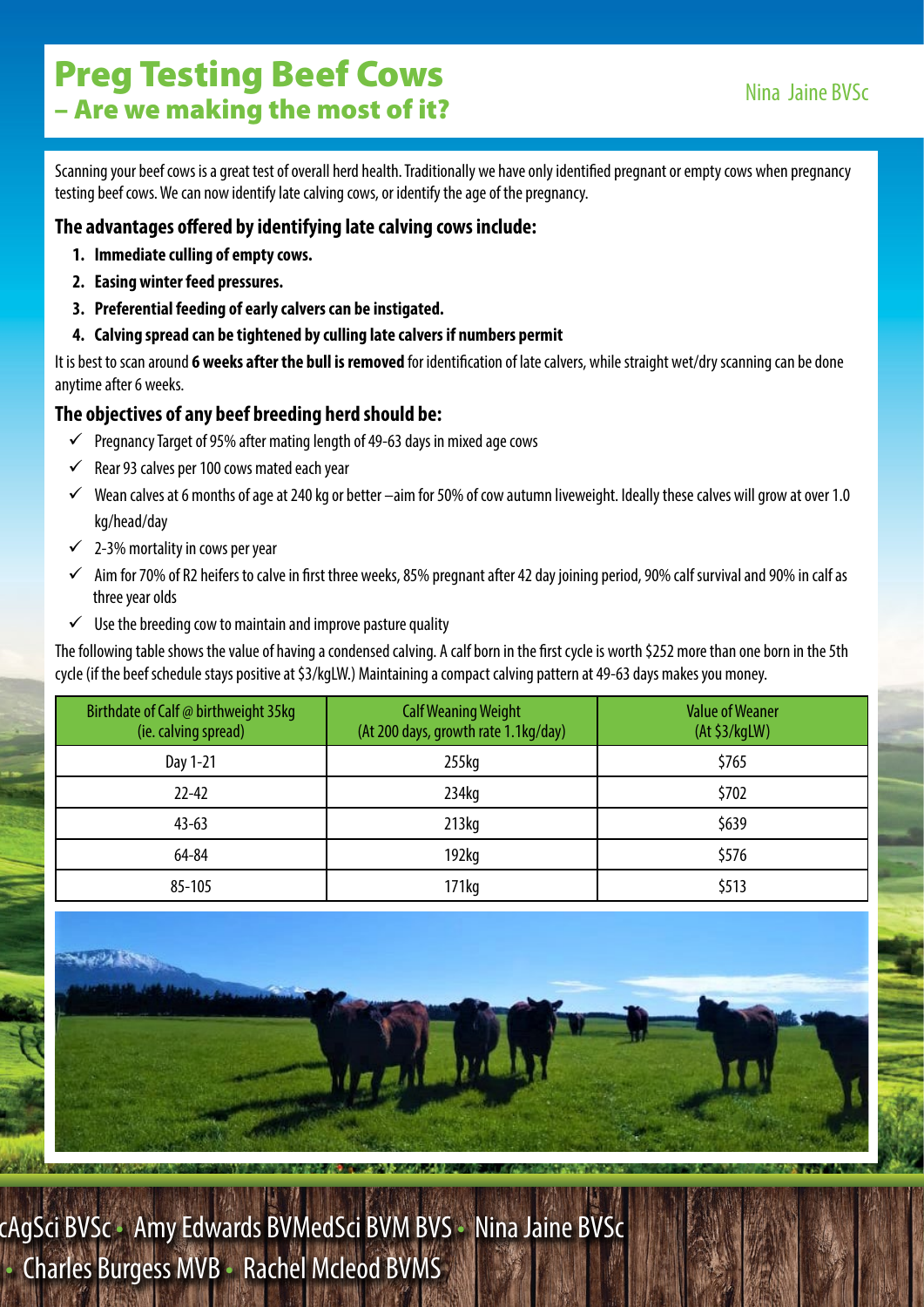# Preg Testing Beef Cows
## – Are we making the most of it?

Nina Jaine BVSc

Scanning your beef cows is a great test of overall herd health. Traditionally we have only identified pregnant or empty cows when pregnancy testing beef cows. We can now identify late calving cows, or identify the age of the pregnancy.

### The advantages offered by identifying late calving cows include:

1. **Immediate culling of empty cows.**
2. **Easing winter feed pressures.**
3. **Preferential feeding of early calvers can be instigated.**
4. **Calving spread can be tightened by culling late calvers if numbers permit**

It is best to scan around **6 weeks after the bull is removed** for identification of late calvers, while straight wet/dry scanning can be done anytime after 6 weeks.

### The objectives of any beef breeding herd should be:

- ✓ Pregnancy Target of 95% after mating length of 49-63 days in mixed age cows
- ✓ Rear 93 calves per 100 cows mated each year
- ✓ Wean calves at 6 months of age at 240 kg or better –aim for 50% of cow autumn liveweight. Ideally these calves will grow at over 1.0 kg/head/day
- ✓ 2-3% mortality in cows per year
- ✓ Aim for 70% of R2 heifers to calve in first three weeks, 85% pregnant after 42 day joining period, 90% calf survival and 90% in calf as three year olds
- ✓ Use the breeding cow to maintain and improve pasture quality

The following table shows the value of having a condensed calving. A calf born in the first cycle is worth $252 more than one born in the 5th cycle (if the beef schedule stays positive at $3/kgLW.) Maintaining a compact calving pattern at 49-63 days makes you money.

| Birthdate of Calf @ birthweight 35kg (ie. calving spread) | Calf Weaning Weight (At 200 days, growth rate 1.1kg/day) | Value of Weaner (At $3/kgLW) |
|---|---|---|
| Day 1-21 | 255kg | $765 |
| 22-42 | 234kg | $702 |
| 43-63 | 213kg | $639 |
| 64-84 | 192kg | $576 |
| 85-105 | 171kg | $513 |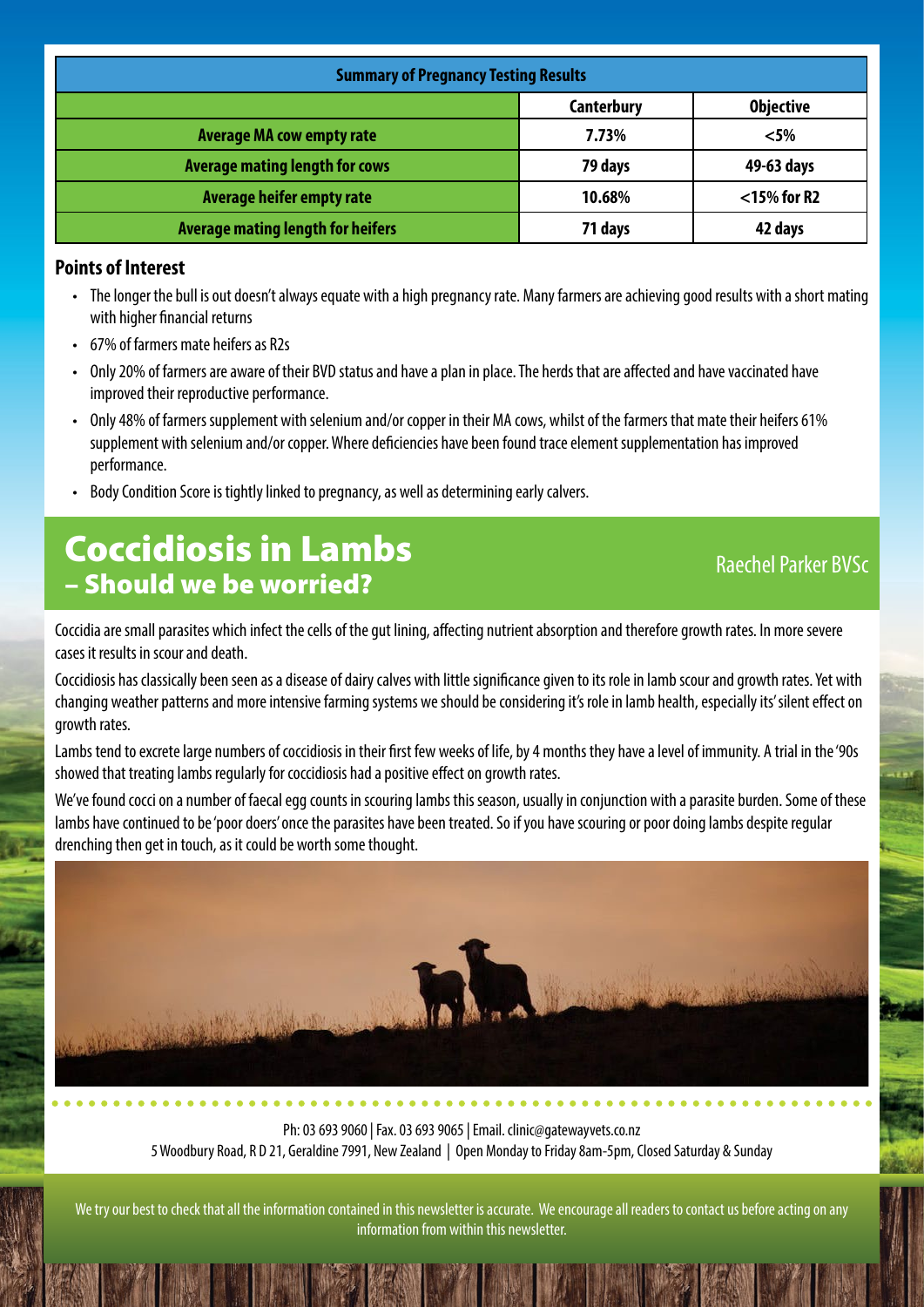| Summary of Pregnancy Testing Results | | |
|---|---|---|
| | **Canterbury** | **Objective** |
| **Average MA cow empty rate** | **7.73%** | **<5%** |
| **Average mating length for cows** | **79 days** | **49-63 days** |
| **Average heifer empty rate** | **10.68%** | **<15% for R2** |
| **Average mating length for heifers** | **71 days** | **42 days** |

### Points of Interest

- The longer the bull is out doesn't always equate with a high pregnancy rate. Many farmers are achieving good results with a short mating with higher financial returns
- 67% of farmers mate heifers as R2s
- Only 20% of farmers are aware of their BVD status and have a plan in place. The herds that are affected and have vaccinated have improved their reproductive performance.
- Only 48% of farmers supplement with selenium and/or copper in their MA cows, whilst of the farmers that mate their heifers 61% supplement with selenium and/or copper. Where deficiencies have been found trace element supplementation has improved performance.
- Body Condition Score is tightly linked to pregnancy, as well as determining early calvers.

# Coccidiosis in Lambs – Should we be worried?

Raechel Parker BVSc

Coccidia are small parasites which infect the cells of the gut lining, affecting nutrient absorption and therefore growth rates. In more severe cases it results in scour and death.

Coccidiosis has classically been seen as a disease of dairy calves with little significance given to its role in lamb scour and growth rates. Yet with changing weather patterns and more intensive farming systems we should be considering it's role in lamb health, especially its' silent effect on growth rates.

Lambs tend to excrete large numbers of coccidiosis in their first few weeks of life, by 4 months they have a level of immunity. A trial in the '90s showed that treating lambs regularly for coccidiosis had a positive effect on growth rates.

We've found cocci on a number of faecal egg counts in scouring lambs this season, usually in conjunction with a parasite burden. Some of these lambs have continued to be 'poor doers' once the parasites have been treated. So if you have scouring or poor doing lambs despite regular drenching then get in touch, as it could be worth some thought.

Ph: 03 693 9060 | Fax. 03 693 9065 | Email. clinic@gatewayvets.co.nz
5 Woodbury Road, R D 21, Geraldine 7991, New Zealand | Open Monday to Friday 8am-5pm, Closed Saturday & Sunday

We try our best to check that all the information contained in this newsletter is accurate. We encourage all readers to contact us before acting on any information from within this newsletter.